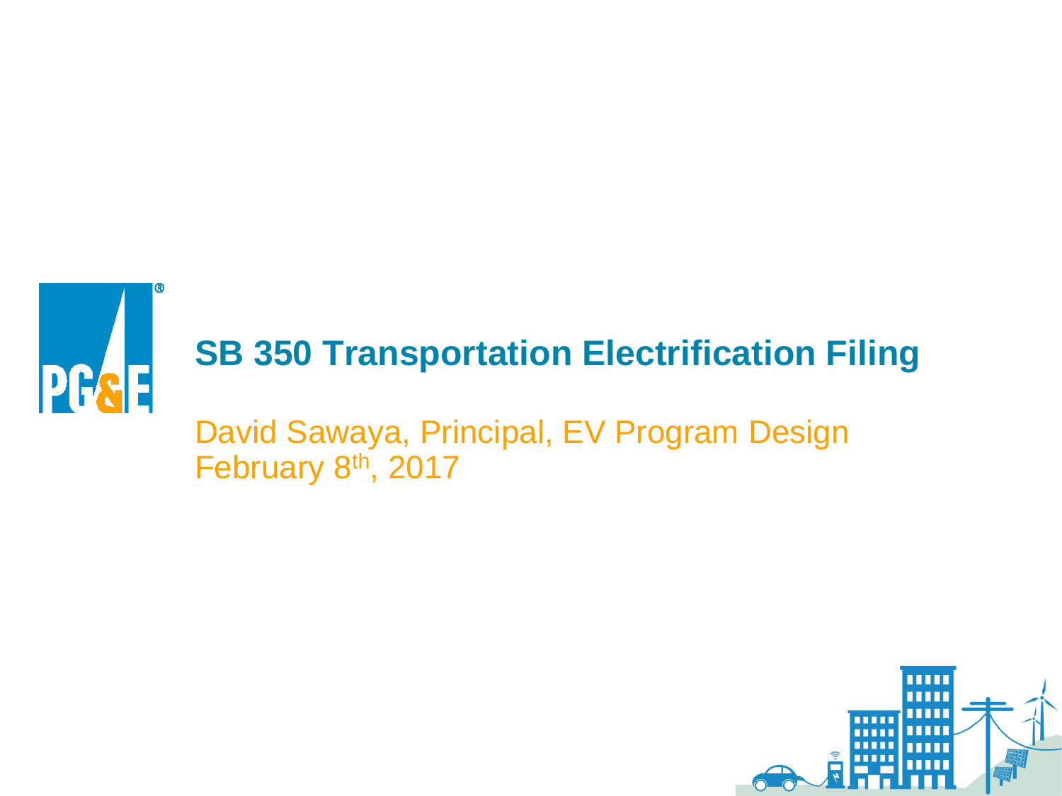# SB 350 Transportation Electrification Filing

David Sawaya, Principal, EV Program Design
February 8th, 2017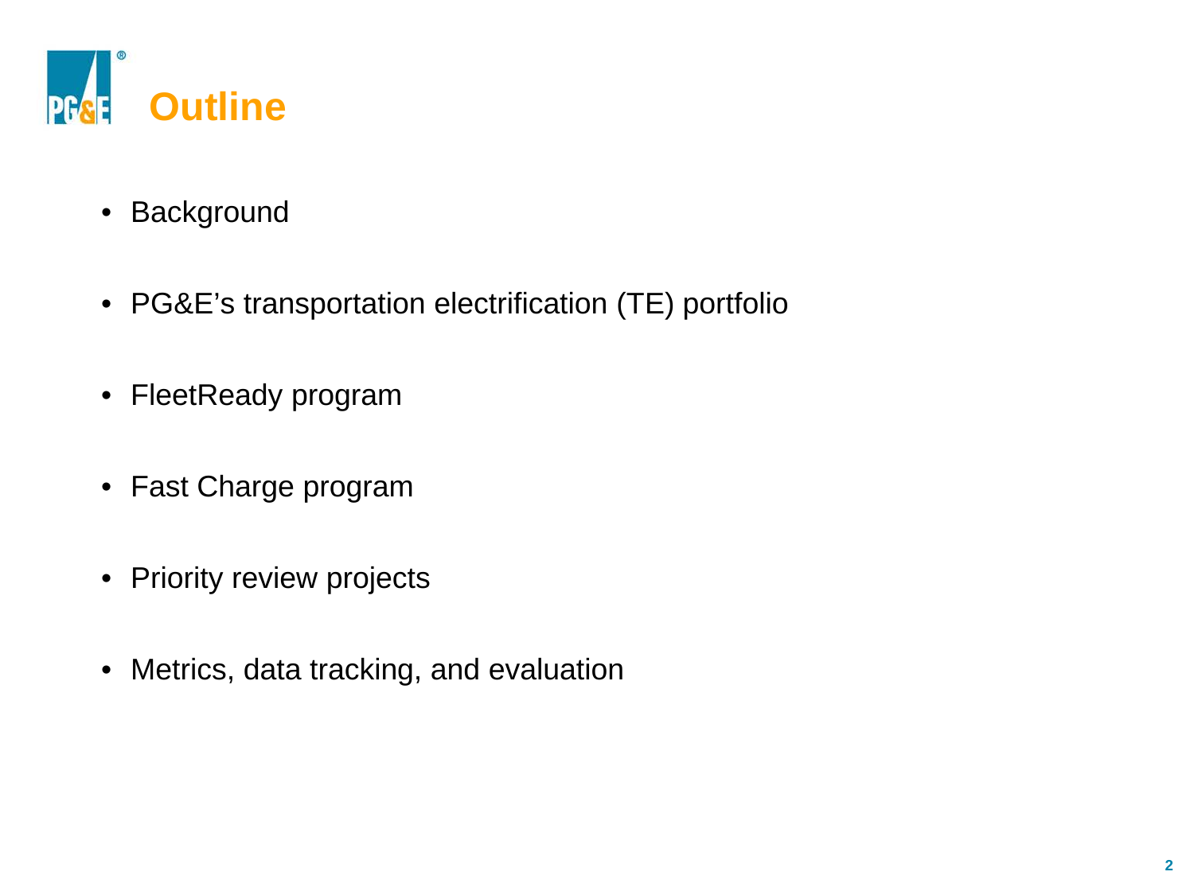# Outline

- Background
- PG&E's transportation electrification (TE) portfolio
- FleetReady program
- Fast Charge program
- Priority review projects
- Metrics, data tracking, and evaluation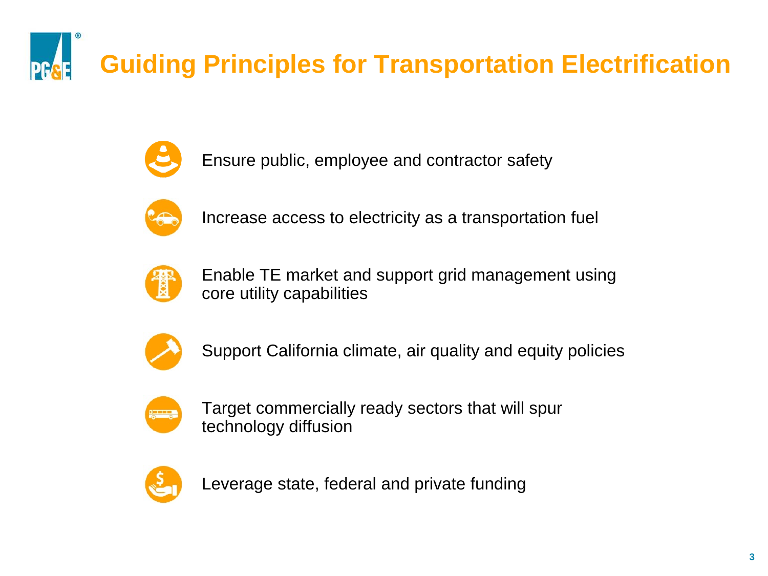# Guiding Principles for Transportation Electrification

- Ensure public, employee and contractor safety
- Increase access to electricity as a transportation fuel
- Enable TE market and support grid management using core utility capabilities
- Support California climate, air quality and equity policies
- Target commercially ready sectors that will spur technology diffusion
- Leverage state, federal and private funding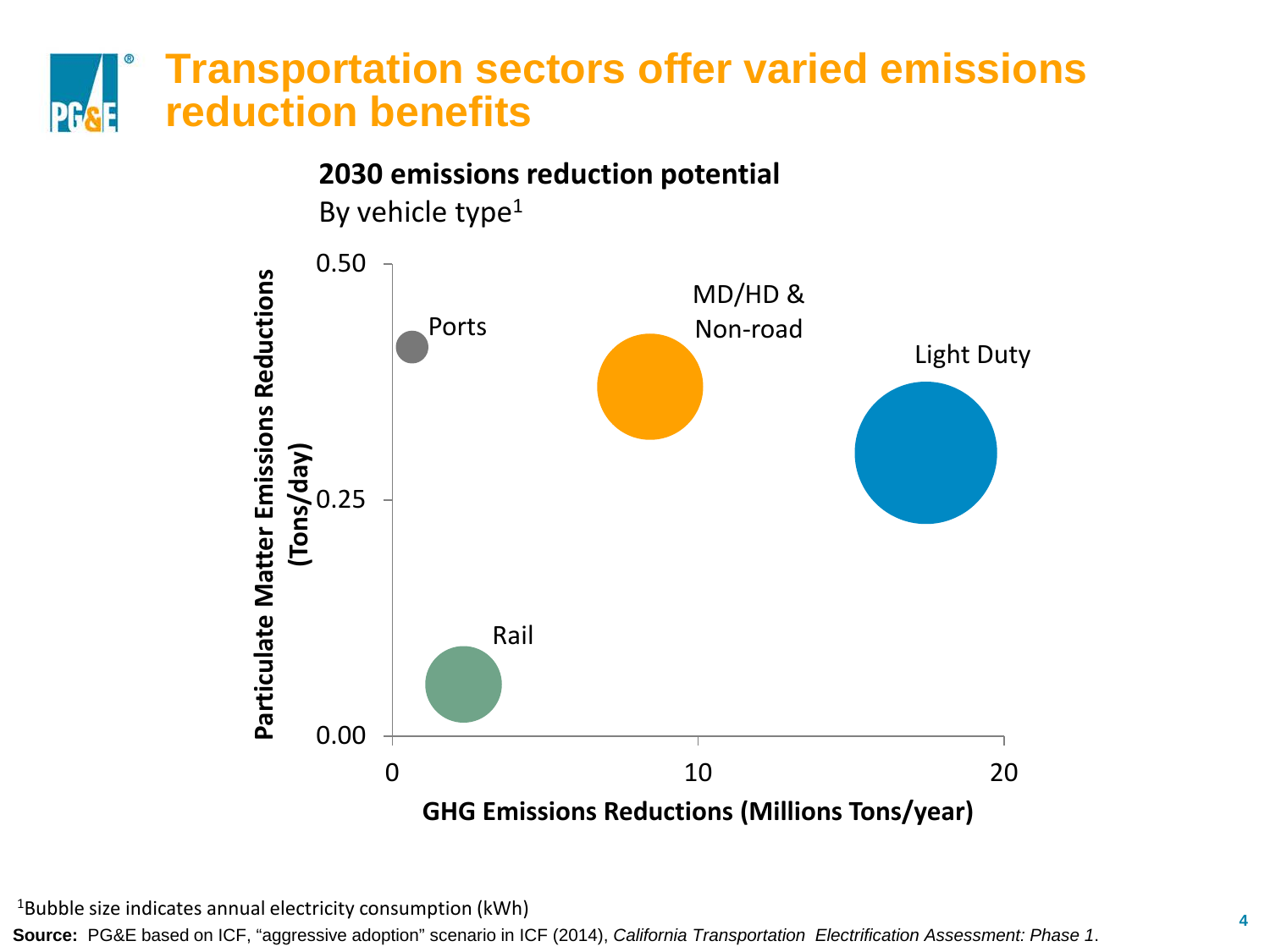# Transportation sectors offer varied emissions reduction benefits

**2030 emissions reduction potential**

By vehicle type[1]

Particulate Matter Emissions Reductions (Tons/day)

0.50

0.25

0.00

Ports

MD/HD & Non-road

Light Duty

Rail

0 10 20

**GHG Emissions Reductions (Millions Tons/year)**

[1]Bubble size indicates annual electricity consumption (kWh)

**Source:** PG&E based on ICF, "aggressive adoption" scenario in ICF (2014), *California Transportation Electrification Assessment: Phase 1*.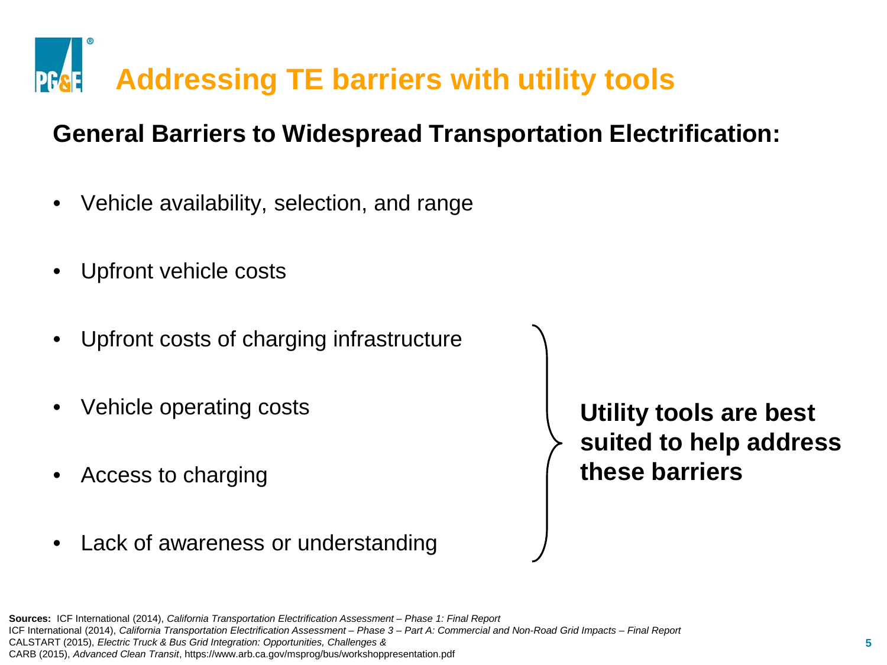# Addressing TE barriers with utility tools

## General Barriers to Widespread Transportation Electrification:

- Vehicle availability, selection, and range
- Upfront vehicle costs
- Upfront costs of charging infrastructure
- Vehicle operating costs
- Access to charging
- Lack of awareness or understanding

**Utility tools are best suited to help address these barriers** (applies to: Upfront costs of charging infrastructure; Vehicle operating costs; Access to charging; Lack of awareness or understanding)

**Sources:** ICF International (2014), *California Transportation Electrification Assessment – Phase 1: Final Report*
ICF International (2014), *California Transportation Electrification Assessment – Phase 3 – Part A: Commercial and Non-Road Grid Impacts – Final Report*
CALSTART (2015), *Electric Truck & Bus Grid Integration: Opportunities, Challenges &*
CARB (2015), *Advanced Clean Transit*, https://www.arb.ca.gov/msprog/bus/workshoppresentation.pdf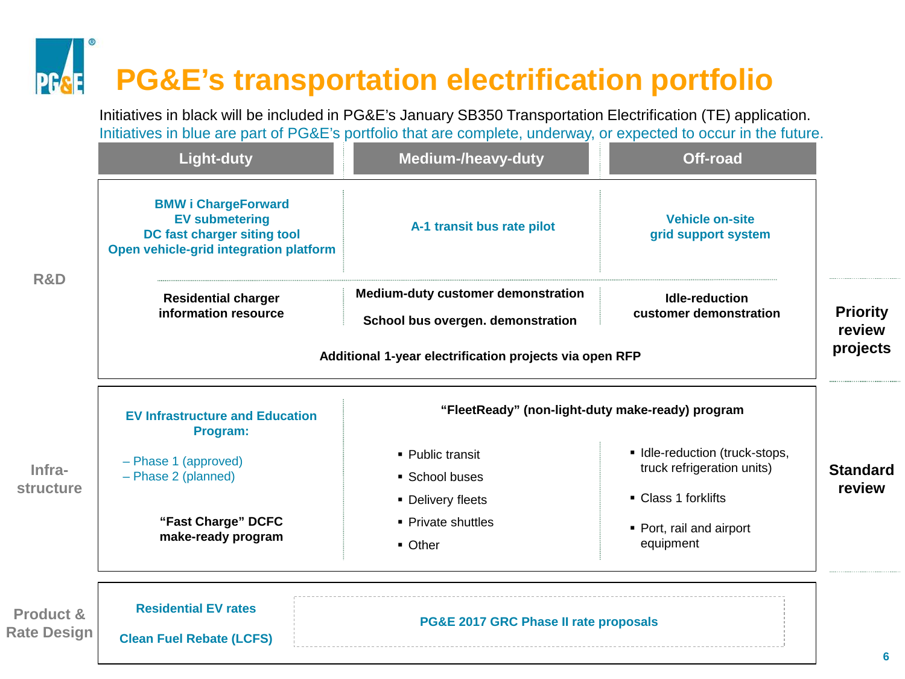# PG&E's transportation electrification portfolio

Initiatives in black will be included in PG&E's January SB350 Transportation Electrification (TE) application.
Initiatives in blue are part of PG&E's portfolio that are complete, underway, or expected to occur in the future.

| | Light-duty | Medium-/heavy-duty | Off-road | |
|---|---|---|---|---|
| **R&D** | **BMW i ChargeForward**<br>**EV submetering**<br>**DC fast charger siting tool**<br>**Open vehicle-grid integration platform** | **A-1 transit bus rate pilot** | **Vehicle on-site grid support system** | |
| | **Residential charger information resource** | **Medium-duty customer demonstration**<br>**School bus overgen. demonstration** | **Idle-reduction customer demonstration** | **Priority review projects** |
| | **Additional 1-year electrification projects via open RFP** | | | |
| **Infra-structure** | **EV Infrastructure and Education Program:**<br>– Phase 1 (approved)<br>– Phase 2 (planned)<br><br>**"Fast Charge" DCFC make-ready program** | **"FleetReady" (non-light-duty make-ready) program**<br>▪ Public transit<br>▪ School buses<br>▪ Delivery fleets<br>▪ Private shuttles<br>▪ Other | ▪ Idle-reduction (truck-stops, truck refrigeration units)<br>▪ Class 1 forklifts<br>▪ Port, rail and airport equipment | **Standard review** |
| **Product & Rate Design** | **Residential EV rates**<br>**Clean Fuel Rebate (LCFS)** | **PG&E 2017 GRC Phase II rate proposals** | | |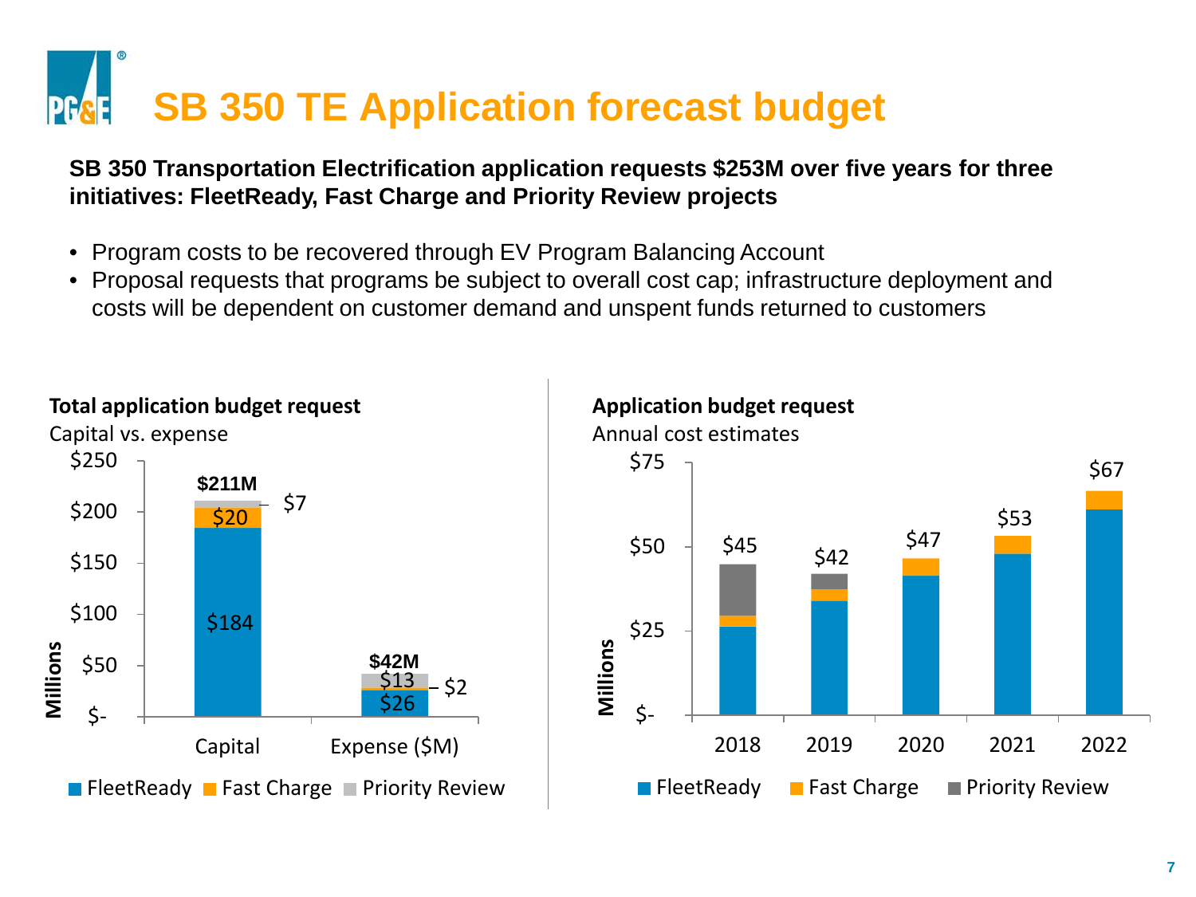# SB 350 TE Application forecast budget

**SB 350 Transportation Electrification application requests $253M over five years for three initiatives: FleetReady, Fast Charge and Priority Review projects**

- Program costs to be recovered through EV Program Balancing Account
- Proposal requests that programs be subject to overall cost cap; infrastructure deployment and costs will be dependent on customer demand and unspent funds returned to customers

**Total application budget request**

Capital vs. expense

| Millions | FleetReady | Fast Charge | Priority Review | Total |
|---|---|---|---|---|
| Capital | $184 | $20 | $7 | $211M |
| Expense ($M) | $26 | $2 | $13 | $42M |

**Application budget request**

Annual cost estimates

| Millions | 2018 | 2019 | 2020 | 2021 | 2022 |
|---|---|---|---|---|---|
| Total | $45 | $42 | $47 | $53 | $67 |

Legend: FleetReady, Fast Charge, Priority Review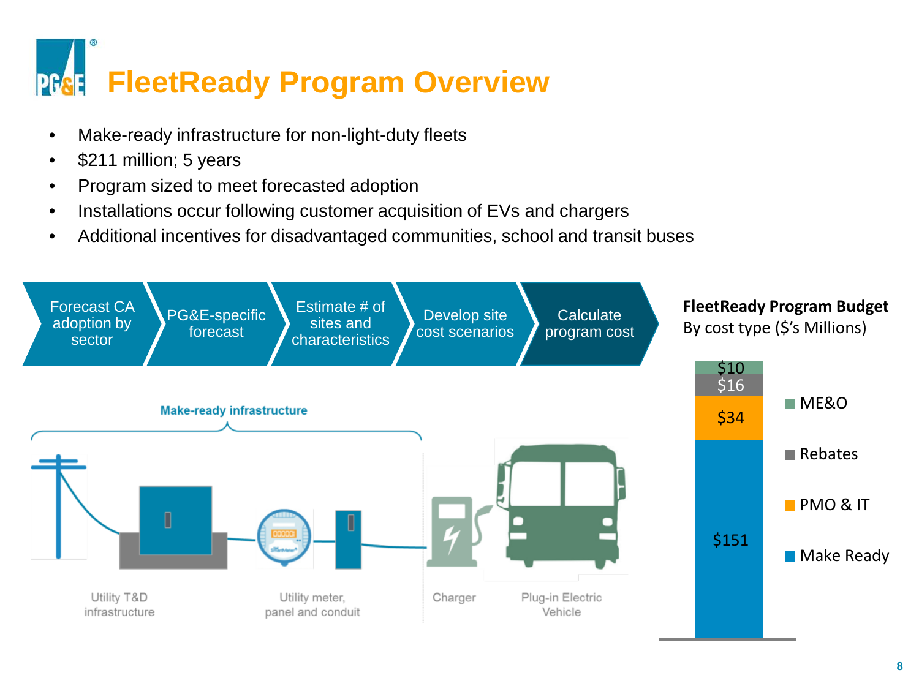# FleetReady Program Overview

- Make-ready infrastructure for non-light-duty fleets
- $211 million; 5 years
- Program sized to meet forecasted adoption
- Installations occur following customer acquisition of EVs and chargers
- Additional incentives for disadvantaged communities, school and transit buses

Forecast CA adoption by sector → PG&E-specific forecast → Estimate # of sites and characteristics → Develop site cost scenarios → Calculate program cost

Make-ready infrastructure

Utility T&D infrastructure | Utility meter, panel and conduit | Charger | Plug-in Electric Vehicle

**FleetReady Program Budget**
By cost type ($'s Millions)

| Cost type | $ Millions |
| --- | --- |
| ME&O | $10 |
| Rebates | $16 |
| PMO & IT | $34 |
| Make Ready | $151 |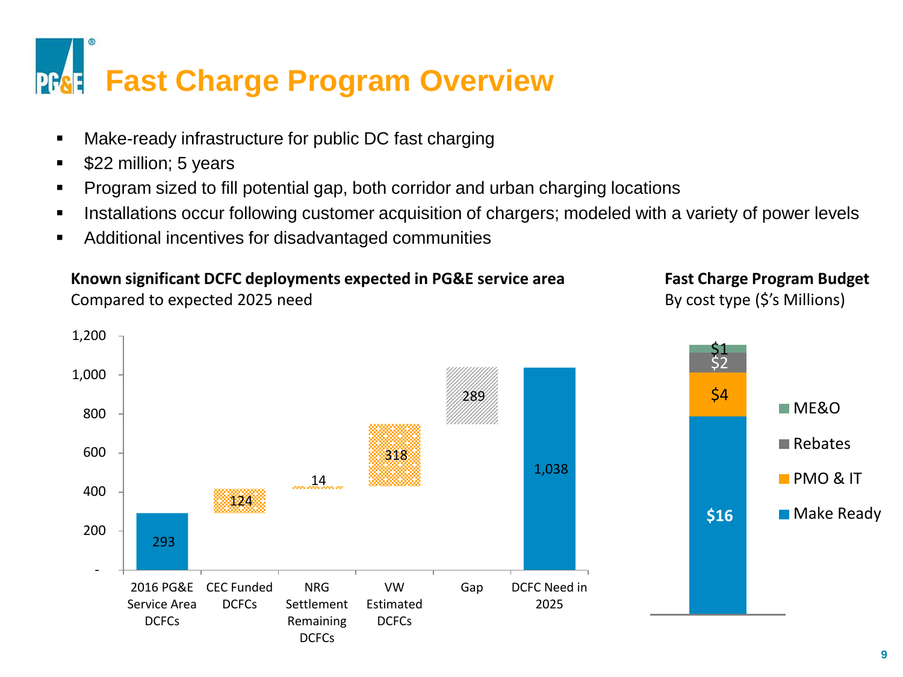# Fast Charge Program Overview

- Make-ready infrastructure for public DC fast charging
- $22 million; 5 years
- Program sized to fill potential gap, both corridor and urban charging locations
- Installations occur following customer acquisition of chargers; modeled with a variety of power levels
- Additional incentives for disadvantaged communities

**Known significant DCFC deployments expected in PG&E service area**
Compared to expected 2025 need

| Category | DCFCs |
| --- | --- |
| 2016 PG&E Service Area DCFCs | 293 |
| CEC Funded DCFCs | 124 |
| NRG Settlement Remaining DCFCs | 14 |
| VW Estimated DCFCs | 318 |
| Gap | 289 |
| DCFC Need in 2025 | 1,038 |

**Fast Charge Program Budget**
By cost type ($'s Millions)

| Cost type | Budget |
| --- | --- |
| ME&O | $1 |
| Rebates | $2 |
| PMO & IT | $4 |
| Make Ready | $16 |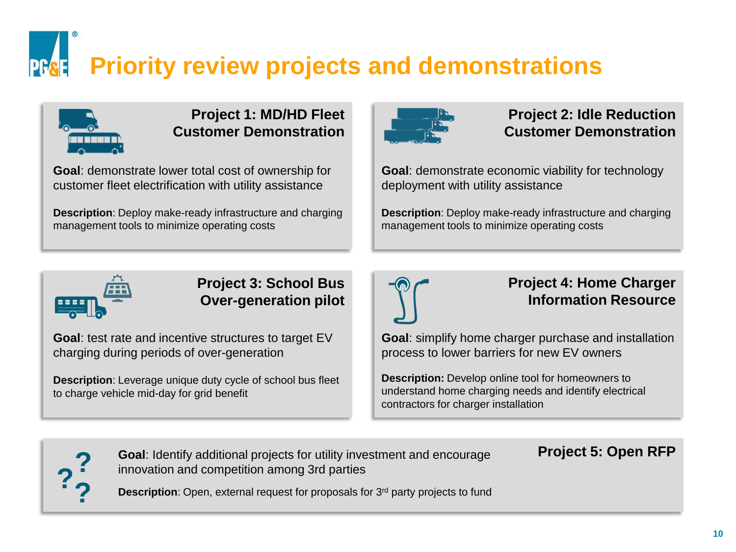# Priority review projects and demonstrations

## Project 1: MD/HD Fleet Customer Demonstration

**Goal**: demonstrate lower total cost of ownership for customer fleet electrification with utility assistance

**Description**: Deploy make-ready infrastructure and charging management tools to minimize operating costs

## Project 2: Idle Reduction Customer Demonstration

**Goal**: demonstrate economic viability for technology deployment with utility assistance

**Description**: Deploy make-ready infrastructure and charging management tools to minimize operating costs

## Project 3: School Bus Over-generation pilot

**Goal**: test rate and incentive structures to target EV charging during periods of over-generation

**Description**: Leverage unique duty cycle of school bus fleet to charge vehicle mid-day for grid benefit

## Project 4: Home Charger Information Resource

**Goal**: simplify home charger purchase and installation process to lower barriers for new EV owners

**Description:** Develop online tool for homeowners to understand home charging needs and identify electrical contractors for charger installation

## Project 5: Open RFP

**Goal**: Identify additional projects for utility investment and encourage innovation and competition among 3rd parties

**Description**: Open, external request for proposals for 3rd party projects to fund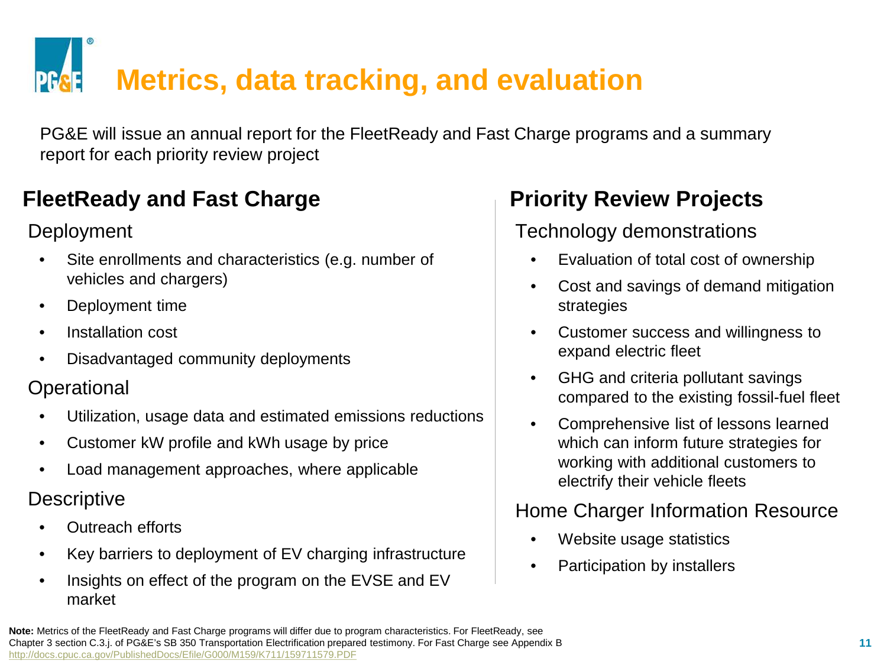# Metrics, data tracking, and evaluation

PG&E will issue an annual report for the FleetReady and Fast Charge programs and a summary report for each priority review project

## FleetReady and Fast Charge

### Deployment

- Site enrollments and characteristics (e.g. number of vehicles and chargers)
- Deployment time
- Installation cost
- Disadvantaged community deployments

### Operational

- Utilization, usage data and estimated emissions reductions
- Customer kW profile and kWh usage by price
- Load management approaches, where applicable

### Descriptive

- Outreach efforts
- Key barriers to deployment of EV charging infrastructure
- Insights on effect of the program on the EVSE and EV market

## Priority Review Projects

### Technology demonstrations

- Evaluation of total cost of ownership
- Cost and savings of demand mitigation strategies
- Customer success and willingness to expand electric fleet
- GHG and criteria pollutant savings compared to the existing fossil-fuel fleet
- Comprehensive list of lessons learned which can inform future strategies for working with additional customers to electrify their vehicle fleets

### Home Charger Information Resource

- Website usage statistics
- Participation by installers

**Note:** Metrics of the FleetReady and Fast Charge programs will differ due to program characteristics. For FleetReady, see Chapter 3 section C.3.j. of PG&E's SB 350 Transportation Electrification prepared testimony. For Fast Charge see Appendix B http://docs.cpuc.ca.gov/PublishedDocs/Efile/G000/M159/K711/159711579.PDF